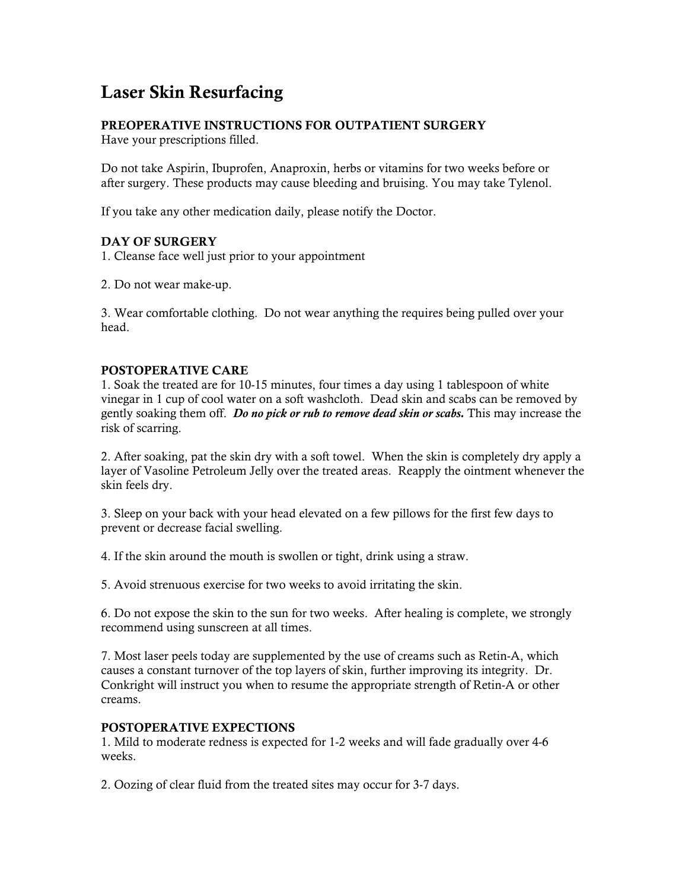# Laser Skin Resurfacing

**PREOPERATIVE INSTRUCTIONS FOR OUTPATIENT SURGERY**

Have your prescriptions filled.

Do not take Aspirin, Ibuprofen, Anaproxin, herbs or vitamins for two weeks before or after surgery. These products may cause bleeding and bruising. You may take Tylenol.

If you take any other medication daily, please notify the Doctor.

**DAY OF SURGERY**

1. Cleanse face well just prior to your appointment

2. Do not wear make-up.

3. Wear comfortable clothing. Do not wear anything the requires being pulled over your head.

**POSTOPERATIVE CARE**

1. Soak the treated are for 10-15 minutes, four times a day using 1 tablespoon of white vinegar in 1 cup of cool water on a soft washcloth. Dead skin and scabs can be removed by gently soaking them off. ***Do no pick or rub to remove dead skin or scabs.*** This may increase the risk of scarring.

2. After soaking, pat the skin dry with a soft towel. When the skin is completely dry apply a layer of Vasoline Petroleum Jelly over the treated areas. Reapply the ointment whenever the skin feels dry.

3. Sleep on your back with your head elevated on a few pillows for the first few days to prevent or decrease facial swelling.

4. If the skin around the mouth is swollen or tight, drink using a straw.

5. Avoid strenuous exercise for two weeks to avoid irritating the skin.

6. Do not expose the skin to the sun for two weeks. After healing is complete, we strongly recommend using sunscreen at all times.

7. Most laser peels today are supplemented by the use of creams such as Retin-A, which causes a constant turnover of the top layers of skin, further improving its integrity. Dr. Conkright will instruct you when to resume the appropriate strength of Retin-A or other creams.

**POSTOPERATIVE EXPECTIONS**

1. Mild to moderate redness is expected for 1-2 weeks and will fade gradually over 4-6 weeks.

2. Oozing of clear fluid from the treated sites may occur for 3-7 days.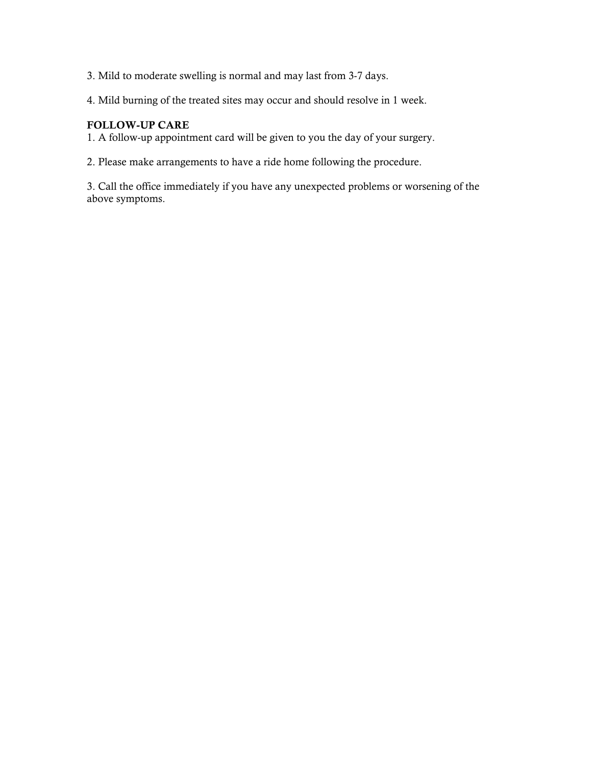3. Mild to moderate swelling is normal and may last from 3-7 days.

4. Mild burning of the treated sites may occur and should resolve in 1 week.

**FOLLOW-UP CARE**

1. A follow-up appointment card will be given to you the day of your surgery.

2. Please make arrangements to have a ride home following the procedure.

3. Call the office immediately if you have any unexpected problems or worsening of the above symptoms.